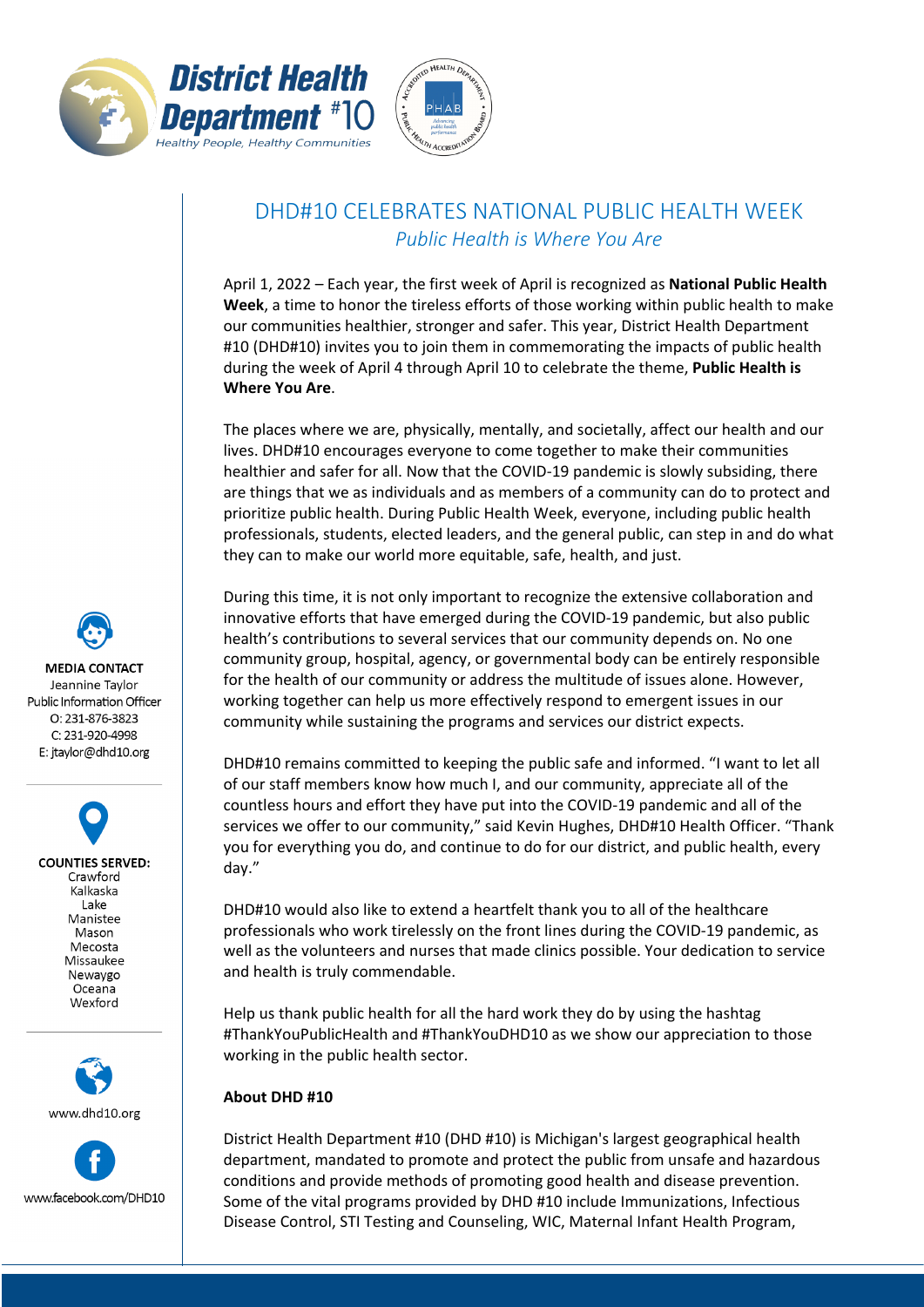District Health Department #10
*Healthy People, Healthy Communities*

# DHD#10 CELEBRATES NATIONAL PUBLIC HEALTH WEEK

## *Public Health is Where You Are*

April 1, 2022 – Each year, the first week of April is recognized as **National Public Health Week**, a time to honor the tireless efforts of those working within public health to make our communities healthier, stronger and safer. This year, District Health Department #10 (DHD#10) invites you to join them in commemorating the impacts of public health during the week of April 4 through April 10 to celebrate the theme, **Public Health is Where You Are**.

The places where we are, physically, mentally, and societally, affect our health and our lives. DHD#10 encourages everyone to come together to make their communities healthier and safer for all. Now that the COVID-19 pandemic is slowly subsiding, there are things that we as individuals and as members of a community can do to protect and prioritize public health. During Public Health Week, everyone, including public health professionals, students, elected leaders, and the general public, can step in and do what they can to make our world more equitable, safe, health, and just.

During this time, it is not only important to recognize the extensive collaboration and innovative efforts that have emerged during the COVID-19 pandemic, but also public health's contributions to several services that our community depends on. No one community group, hospital, agency, or governmental body can be entirely responsible for the health of our community or address the multitude of issues alone. However, working together can help us more effectively respond to emergent issues in our community while sustaining the programs and services our district expects.

DHD#10 remains committed to keeping the public safe and informed. "I want to let all of our staff members know how much I, and our community, appreciate all of the countless hours and effort they have put into the COVID-19 pandemic and all of the services we offer to our community," said Kevin Hughes, DHD#10 Health Officer. "Thank you for everything you do, and continue to do for our district, and public health, every day."

DHD#10 would also like to extend a heartfelt thank you to all of the healthcare professionals who work tirelessly on the front lines during the COVID-19 pandemic, as well as the volunteers and nurses that made clinics possible. Your dedication to service and health is truly commendable.

Help us thank public health for all the hard work they do by using the hashtag #ThankYouPublicHealth and #ThankYouDHD10 as we show our appreciation to those working in the public health sector.

**About DHD #10**

District Health Department #10 (DHD #10) is Michigan's largest geographical health department, mandated to promote and protect the public from unsafe and hazardous conditions and provide methods of promoting good health and disease prevention. Some of the vital programs provided by DHD #10 include Immunizations, Infectious Disease Control, STI Testing and Counseling, WIC, Maternal Infant Health Program,

**MEDIA CONTACT**
Jeannine Taylor
Public Information Officer
O: 231-876-3823
C: 231-920-4998
E: jtaylor@dhd10.org

**COUNTIES SERVED:**
Crawford
Kalkaska
Lake
Manistee
Mason
Mecosta
Missaukee
Newaygo
Oceana
Wexford

www.dhd10.org

www.facebook.com/DHD10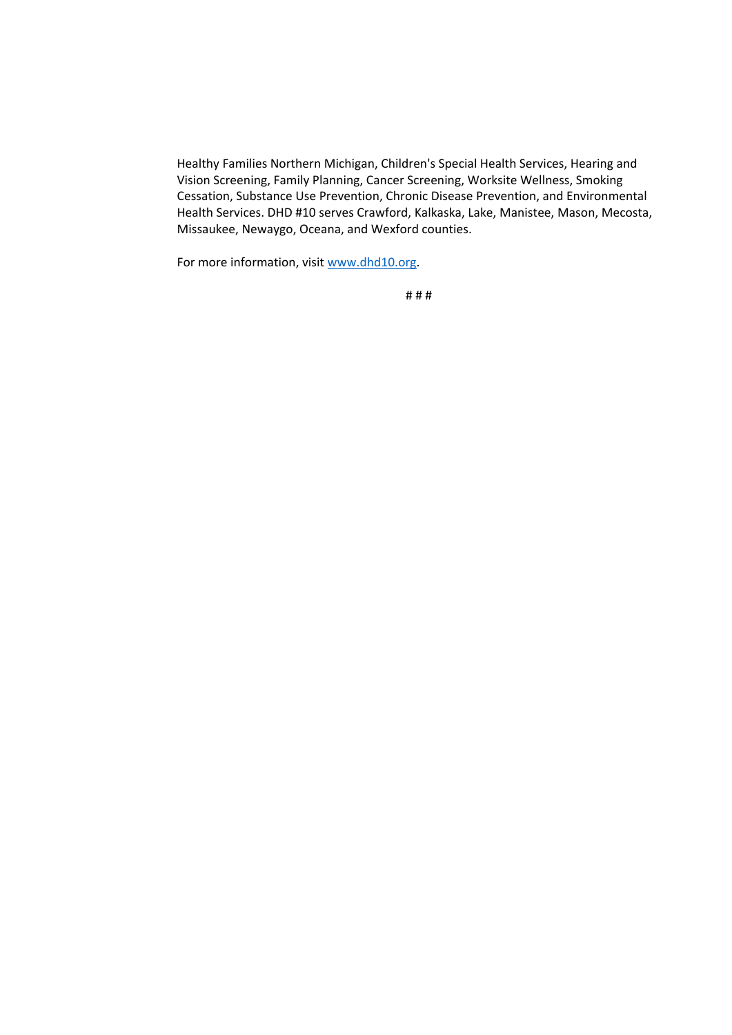Healthy Families Northern Michigan, Children's Special Health Services, Hearing and Vision Screening, Family Planning, Cancer Screening, Worksite Wellness, Smoking Cessation, Substance Use Prevention, Chronic Disease Prevention, and Environmental Health Services. DHD #10 serves Crawford, Kalkaska, Lake, Manistee, Mason, Mecosta, Missaukee, Newaygo, Oceana, and Wexford counties.

For more information, visit [www.dhd10.org](http://www.dhd10.org).

# # #